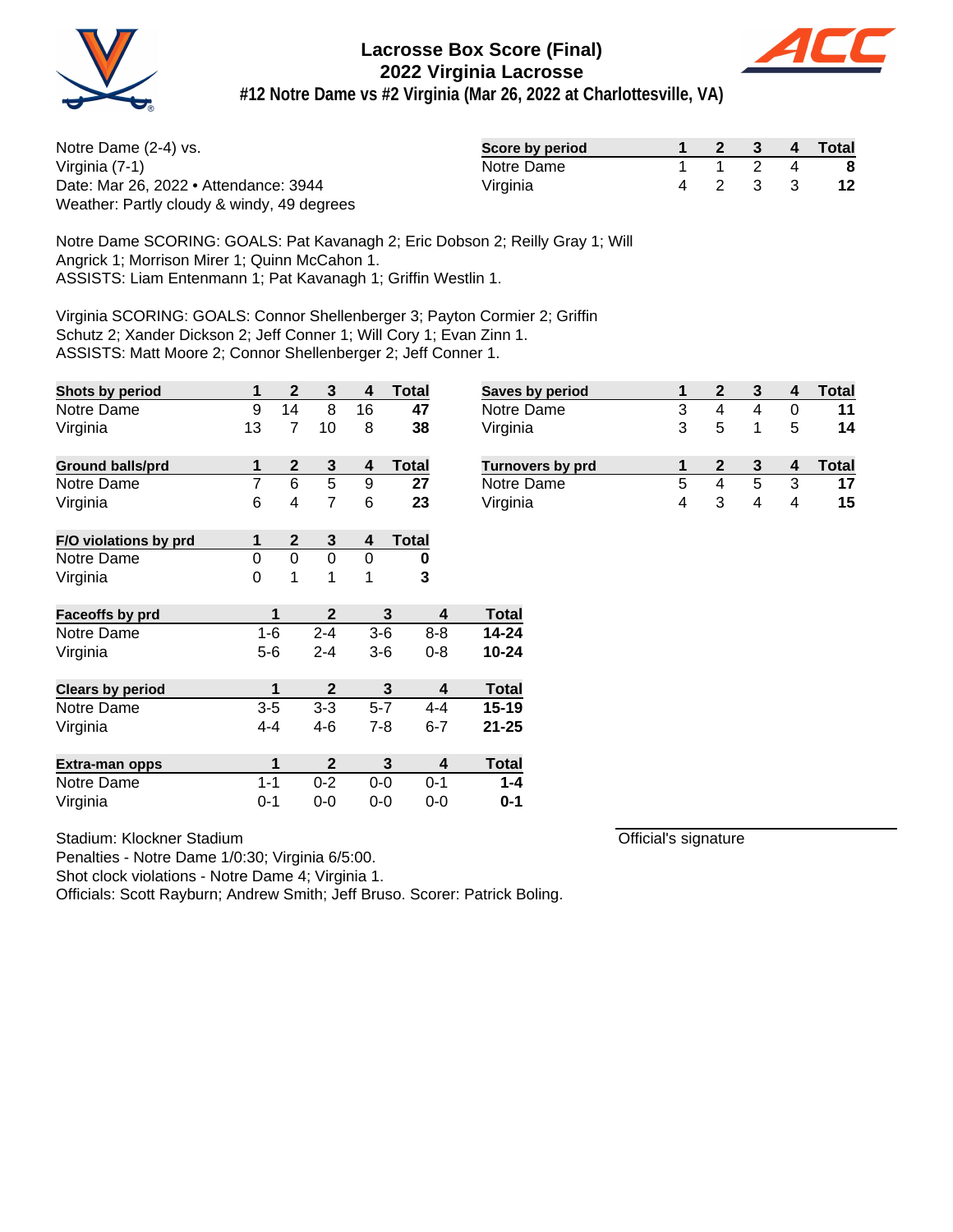# Lacrosse Box Score (Final)
## 2022 Virginia Lacrosse
### #12 Notre Dame vs #2 Virginia (Mar 26, 2022 at Charlottesville, VA)

Notre Dame (2-4) vs.
Virginia (7-1)
Date: Mar 26, 2022 • Attendance: 3944
Weather: Partly cloudy & windy, 49 degrees

| Score by period | 1 | 2 | 3 | 4 | Total |
|---|---|---|---|---|---|
| Notre Dame | 1 | 1 | 2 | 4 | **8** |
| Virginia | 4 | 2 | 3 | 3 | **12** |

Notre Dame SCORING: GOALS: Pat Kavanagh 2; Eric Dobson 2; Reilly Gray 1; Will Angrick 1; Morrison Mirer 1; Quinn McCahon 1.
ASSISTS: Liam Entenmann 1; Pat Kavanagh 1; Griffin Westlin 1.

Virginia SCORING: GOALS: Connor Shellenberger 3; Payton Cormier 2; Griffin Schutz 2; Xander Dickson 2; Jeff Conner 1; Will Cory 1; Evan Zinn 1.
ASSISTS: Matt Moore 2; Connor Shellenberger 2; Jeff Conner 1.

| Shots by period | 1 | 2 | 3 | 4 | Total |
|---|---|---|---|---|---|
| Notre Dame | 9 | 14 | 8 | 16 | **47** |
| Virginia | 13 | 7 | 10 | 8 | **38** |

| Saves by period | 1 | 2 | 3 | 4 | Total |
|---|---|---|---|---|---|
| Notre Dame | 3 | 4 | 4 | 0 | **11** |
| Virginia | 3 | 5 | 1 | 5 | **14** |

| Ground balls/prd | 1 | 2 | 3 | 4 | Total |
|---|---|---|---|---|---|
| Notre Dame | 7 | 6 | 5 | 9 | **27** |
| Virginia | 6 | 4 | 7 | 6 | **23** |

| Turnovers by prd | 1 | 2 | 3 | 4 | Total |
|---|---|---|---|---|---|
| Notre Dame | 5 | 4 | 5 | 3 | **17** |
| Virginia | 4 | 3 | 4 | 4 | **15** |

| F/O violations by prd | 1 | 2 | 3 | 4 | Total |
|---|---|---|---|---|---|
| Notre Dame | 0 | 0 | 0 | 0 | **0** |
| Virginia | 0 | 1 | 1 | 1 | **3** |

| Faceoffs by prd | 1 | 2 | 3 | 4 | Total |
|---|---|---|---|---|---|
| Notre Dame | 1-6 | 2-4 | 3-6 | 8-8 | **14-24** |
| Virginia | 5-6 | 2-4 | 3-6 | 0-8 | **10-24** |

| Clears by period | 1 | 2 | 3 | 4 | Total |
|---|---|---|---|---|---|
| Notre Dame | 3-5 | 3-3 | 5-7 | 4-4 | **15-19** |
| Virginia | 4-4 | 4-6 | 7-8 | 6-7 | **21-25** |

| Extra-man opps | 1 | 2 | 3 | 4 | Total |
|---|---|---|---|---|---|
| Notre Dame | 1-1 | 0-2 | 0-0 | 0-1 | **1-4** |
| Virginia | 0-1 | 0-0 | 0-0 | 0-0 | **0-1** |

Stadium: Klockner Stadium
Penalties - Notre Dame 1/0:30; Virginia 6/5:00.
Shot clock violations - Notre Dame 4; Virginia 1.
Officials: Scott Rayburn; Andrew Smith; Jeff Bruso. Scorer: Patrick Boling.

Official's signature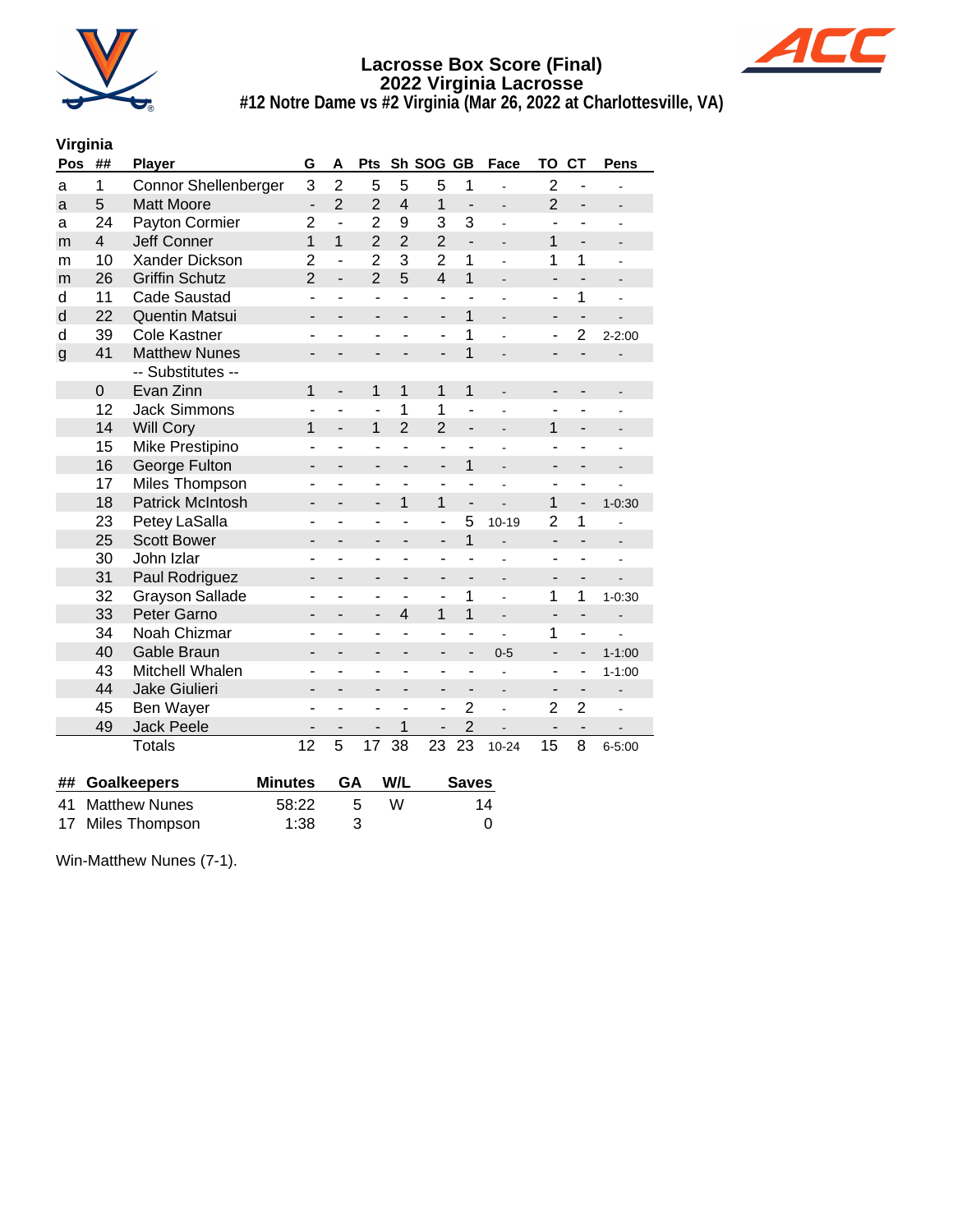# Lacrosse Box Score (Final)
## 2022 Virginia Lacrosse
### #12 Notre Dame vs #2 Virginia (Mar 26, 2022 at Charlottesville, VA)

**Virginia**

| Pos | ## | Player | G | A | Pts | Sh | SOG | GB | Face | TO | CT | Pens |
|---|---|---|---|---|---|---|---|---|---|---|---|---|
| a | 1 | Connor Shellenberger | 3 | 2 | 5 | 5 | 5 | 1 | - | 2 | - | - |
| a | 5 | Matt Moore | - | 2 | 2 | 4 | 1 | - | - | 2 | - | - |
| a | 24 | Payton Cormier | 2 | - | 2 | 9 | 3 | 3 | - | - | - | - |
| m | 4 | Jeff Conner | 1 | 1 | 2 | 2 | 2 | - | - | 1 | - | - |
| m | 10 | Xander Dickson | 2 | - | 2 | 3 | 2 | 1 | - | 1 | 1 | - |
| m | 26 | Griffin Schutz | 2 | - | 2 | 5 | 4 | 1 | - | - | - | - |
| d | 11 | Cade Saustad | - | - | - | - | - | - | - | - | 1 | - |
| d | 22 | Quentin Matsui | - | - | - | - | - | 1 | - | - | - | - |
| d | 39 | Cole Kastner | - | - | - | - | - | 1 | - | - | 2 | 2-2:00 |
| g | 41 | Matthew Nunes | - | - | - | - | - | 1 | - | - | - | - |
| | | -- Substitutes -- | | | | | | | | | | |
| | 0 | Evan Zinn | 1 | - | 1 | 1 | 1 | 1 | - | - | - | - |
| | 12 | Jack Simmons | - | - | - | 1 | 1 | - | - | - | - | - |
| | 14 | Will Cory | 1 | - | 1 | 2 | 2 | - | - | 1 | - | - |
| | 15 | Mike Prestipino | - | - | - | - | - | - | - | - | - | - |
| | 16 | George Fulton | - | - | - | - | - | 1 | - | - | - | - |
| | 17 | Miles Thompson | - | - | - | - | - | - | - | - | - | - |
| | 18 | Patrick McIntosh | - | - | - | 1 | 1 | - | - | 1 | - | 1-0:30 |
| | 23 | Petey LaSalla | - | - | - | - | - | 5 | 10-19 | 2 | 1 | - |
| | 25 | Scott Bower | - | - | - | - | - | 1 | - | - | - | - |
| | 30 | John Izlar | - | - | - | - | - | - | - | - | - | - |
| | 31 | Paul Rodriguez | - | - | - | - | - | - | - | - | - | - |
| | 32 | Grayson Sallade | - | - | - | - | - | 1 | - | 1 | 1 | 1-0:30 |
| | 33 | Peter Garno | - | - | - | 4 | 1 | 1 | - | - | - | - |
| | 34 | Noah Chizmar | - | - | - | - | - | - | - | 1 | - | - |
| | 40 | Gable Braun | - | - | - | - | - | - | 0-5 | - | - | 1-1:00 |
| | 43 | Mitchell Whalen | - | - | - | - | - | - | - | - | - | 1-1:00 |
| | 44 | Jake Giulieri | - | - | - | - | - | - | - | - | - | - |
| | 45 | Ben Wayer | - | - | - | - | - | 2 | - | 2 | 2 | - |
| | 49 | Jack Peele | - | - | - | 1 | - | 2 | - | - | - | - |
| | | Totals | 12 | 5 | 17 | 38 | 23 | 23 | 10-24 | 15 | 8 | 6-5:00 |

| ## | Goalkeepers | Minutes | GA | W/L | Saves |
|---|---|---|---|---|---|
| 41 | Matthew Nunes | 58:22 | 5 | W | 14 |
| 17 | Miles Thompson | 1:38 | 3 | | 0 |

Win-Matthew Nunes (7-1).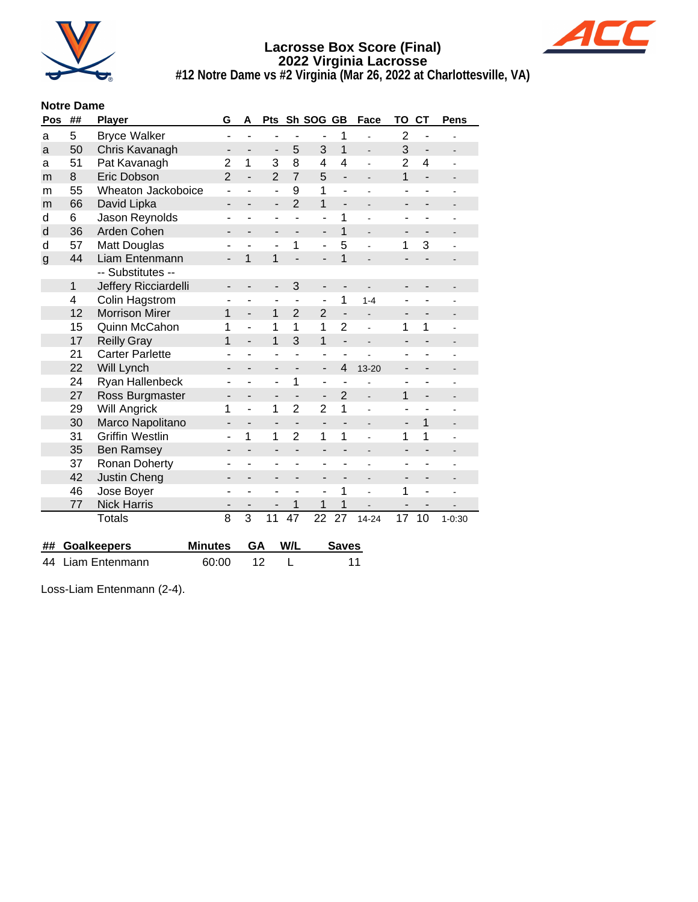# Lacrosse Box Score (Final)
## 2022 Virginia Lacrosse
### #12 Notre Dame vs #2 Virginia (Mar 26, 2022 at Charlottesville, VA)

**Notre Dame**

| Pos | ## | Player | G | A | Pts | Sh | SOG | GB | Face | TO | CT | Pens |
|---|---|---|---|---|---|---|---|---|---|---|---|---|
| a | 5 | Bryce Walker | - | - | - | - | - | 1 | - | 2 | - | - |
| a | 50 | Chris Kavanagh | - | - | - | 5 | 3 | 1 | - | 3 | - | - |
| a | 51 | Pat Kavanagh | 2 | 1 | 3 | 8 | 4 | 4 | - | 2 | 4 | - |
| m | 8 | Eric Dobson | 2 | - | 2 | 7 | 5 | - | - | 1 | - | - |
| m | 55 | Wheaton Jackoboice | - | - | - | 9 | 1 | - | - | - | - | - |
| m | 66 | David Lipka | - | - | - | 2 | 1 | - | - | - | - | - |
| d | 6 | Jason Reynolds | - | - | - | - | - | 1 | - | - | - | - |
| d | 36 | Arden Cohen | - | - | - | - | - | 1 | - | - | - | - |
| d | 57 | Matt Douglas | - | - | - | 1 | - | 5 | - | 1 | 3 | - |
| g | 44 | Liam Entenmann | - | 1 | 1 | - | - | 1 | - | - | - | - |
| | | -- Substitutes -- | | | | | | | | | | |
| | 1 | Jeffery Ricciardelli | - | - | - | 3 | - | - | - | - | - | - |
| | 4 | Colin Hagstrom | - | - | - | - | - | 1 | 1-4 | - | - | - |
| | 12 | Morrison Mirer | 1 | - | 1 | 2 | 2 | - | - | - | - | - |
| | 15 | Quinn McCahon | 1 | - | 1 | 1 | 1 | 2 | - | 1 | 1 | - |
| | 17 | Reilly Gray | 1 | - | 1 | 3 | 1 | - | - | - | - | - |
| | 21 | Carter Parlette | - | - | - | - | - | - | - | - | - | - |
| | 22 | Will Lynch | - | - | - | - | - | 4 | 13-20 | - | - | - |
| | 24 | Ryan Hallenbeck | - | - | - | 1 | - | - | - | - | - | - |
| | 27 | Ross Burgmaster | - | - | - | - | - | 2 | - | 1 | - | - |
| | 29 | Will Angrick | 1 | - | 1 | 2 | 2 | 1 | - | - | - | - |
| | 30 | Marco Napolitano | - | - | - | - | - | - | - | - | 1 | - |
| | 31 | Griffin Westlin | - | 1 | 1 | 2 | 1 | 1 | - | 1 | 1 | - |
| | 35 | Ben Ramsey | - | - | - | - | - | - | - | - | - | - |
| | 37 | Ronan Doherty | - | - | - | - | - | - | - | - | - | - |
| | 42 | Justin Cheng | - | - | - | - | - | - | - | - | - | - |
| | 46 | Jose Boyer | - | - | - | - | - | 1 | - | 1 | - | - |
| | 77 | Nick Harris | - | - | - | 1 | 1 | 1 | - | - | - | - |
| | | Totals | 8 | 3 | 11 | 47 | 22 | 27 | 14-24 | 17 | 10 | 1-0:30 |

| ## | Goalkeepers | Minutes | GA | W/L | Saves |
|---|---|---|---|---|---|
| 44 | Liam Entenmann | 60:00 | 12 | L | 11 |

Loss-Liam Entenmann (2-4).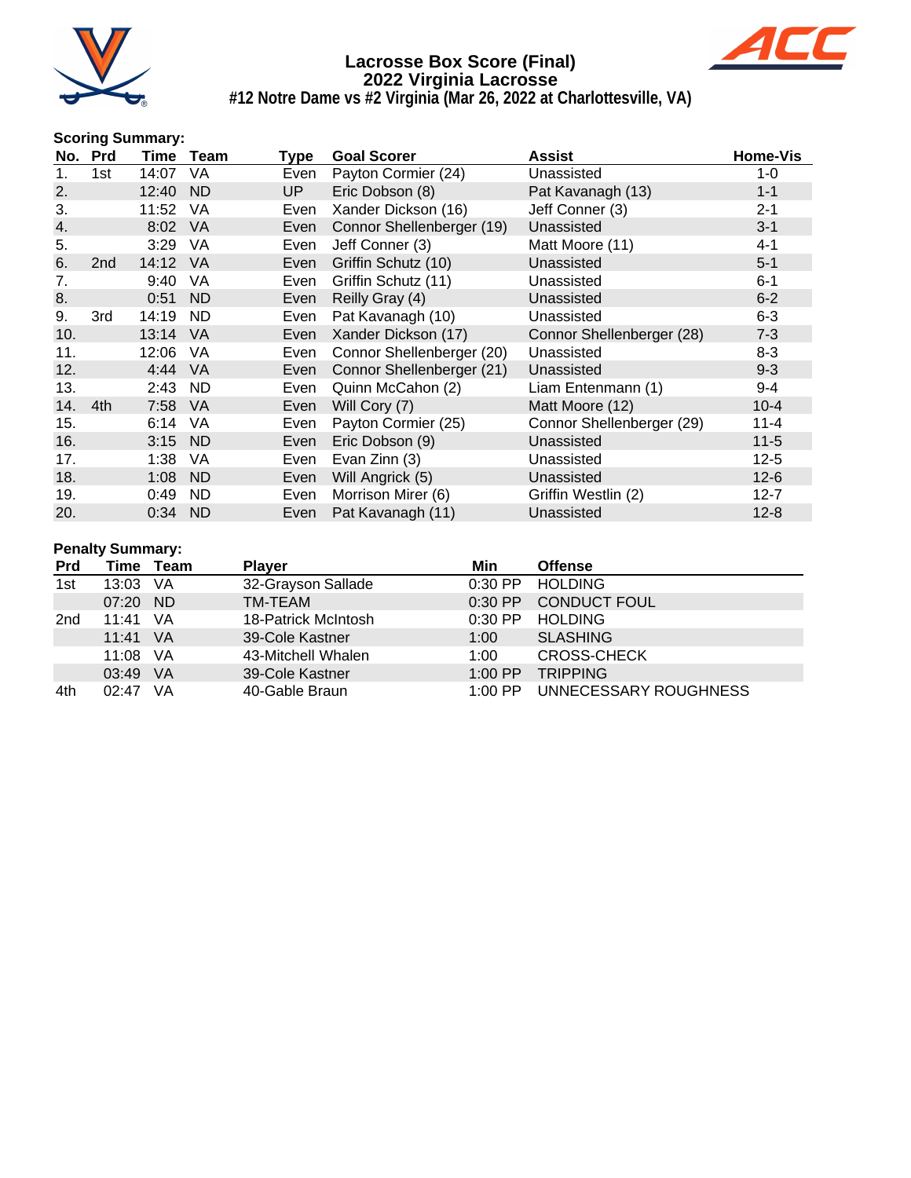# Lacrosse Box Score (Final)
## 2022 Virginia Lacrosse
### #12 Notre Dame vs #2 Virginia (Mar 26, 2022 at Charlottesville, VA)

**Scoring Summary:**

| No. | Prd | Time | Team | Type | Goal Scorer | Assist | Home-Vis |
|---|---|---|---|---|---|---|---|
| 1. | 1st | 14:07 | VA | Even | Payton Cormier (24) | Unassisted | 1-0 |
| 2. | | 12:40 | ND | UP | Eric Dobson (8) | Pat Kavanagh (13) | 1-1 |
| 3. | | 11:52 | VA | Even | Xander Dickson (16) | Jeff Conner (3) | 2-1 |
| 4. | | 8:02 | VA | Even | Connor Shellenberger (19) | Unassisted | 3-1 |
| 5. | | 3:29 | VA | Even | Jeff Conner (3) | Matt Moore (11) | 4-1 |
| 6. | 2nd | 14:12 | VA | Even | Griffin Schutz (10) | Unassisted | 5-1 |
| 7. | | 9:40 | VA | Even | Griffin Schutz (11) | Unassisted | 6-1 |
| 8. | | 0:51 | ND | Even | Reilly Gray (4) | Unassisted | 6-2 |
| 9. | 3rd | 14:19 | ND | Even | Pat Kavanagh (10) | Unassisted | 6-3 |
| 10. | | 13:14 | VA | Even | Xander Dickson (17) | Connor Shellenberger (28) | 7-3 |
| 11. | | 12:06 | VA | Even | Connor Shellenberger (20) | Unassisted | 8-3 |
| 12. | | 4:44 | VA | Even | Connor Shellenberger (21) | Unassisted | 9-3 |
| 13. | | 2:43 | ND | Even | Quinn McCahon (2) | Liam Entenmann (1) | 9-4 |
| 14. | 4th | 7:58 | VA | Even | Will Cory (7) | Matt Moore (12) | 10-4 |
| 15. | | 6:14 | VA | Even | Payton Cormier (25) | Connor Shellenberger (29) | 11-4 |
| 16. | | 3:15 | ND | Even | Eric Dobson (9) | Unassisted | 11-5 |
| 17. | | 1:38 | VA | Even | Evan Zinn (3) | Unassisted | 12-5 |
| 18. | | 1:08 | ND | Even | Will Angrick (5) | Unassisted | 12-6 |
| 19. | | 0:49 | ND | Even | Morrison Mirer (6) | Griffin Westlin (2) | 12-7 |
| 20. | | 0:34 | ND | Even | Pat Kavanagh (11) | Unassisted | 12-8 |

**Penalty Summary:**

| Prd | Time | Team | Player | Min | Offense |
|---|---|---|---|---|---|
| 1st | 13:03 | VA | 32-Grayson Sallade | 0:30 PP | HOLDING |
| | 07:20 | ND | TM-TEAM | 0:30 PP | CONDUCT FOUL |
| 2nd | 11:41 | VA | 18-Patrick McIntosh | 0:30 PP | HOLDING |
| | 11:41 | VA | 39-Cole Kastner | 1:00 | SLASHING |
| | 11:08 | VA | 43-Mitchell Whalen | 1:00 | CROSS-CHECK |
| | 03:49 | VA | 39-Cole Kastner | 1:00 PP | TRIPPING |
| 4th | 02:47 | VA | 40-Gable Braun | 1:00 PP | UNNECESSARY ROUGHNESS |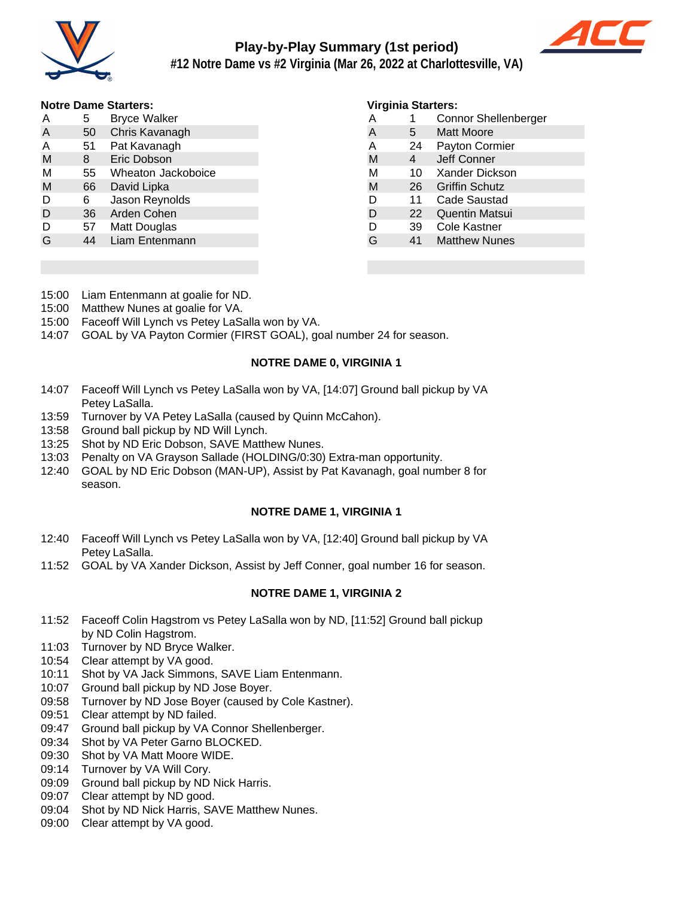# Play-by-Play Summary (1st period)

## #12 Notre Dame vs #2 Virginia (Mar 26, 2022 at Charlottesville, VA)

**Notre Dame Starters:**

| Pos | # | Name |
|---|---|---|
| A | 5 | Bryce Walker |
| A | 50 | Chris Kavanagh |
| A | 51 | Pat Kavanagh |
| M | 8 | Eric Dobson |
| M | 55 | Wheaton Jackoboice |
| M | 66 | David Lipka |
| D | 6 | Jason Reynolds |
| D | 36 | Arden Cohen |
| D | 57 | Matt Douglas |
| G | 44 | Liam Entenmann |

**Virginia Starters:**

| Pos | # | Name |
|---|---|---|
| A | 1 | Connor Shellenberger |
| A | 5 | Matt Moore |
| A | 24 | Payton Cormier |
| M | 4 | Jeff Conner |
| M | 10 | Xander Dickson |
| M | 26 | Griffin Schutz |
| D | 11 | Cade Saustad |
| D | 22 | Quentin Matsui |
| D | 39 | Cole Kastner |
| G | 41 | Matthew Nunes |

- 15:00 Liam Entenmann at goalie for ND.
- 15:00 Matthew Nunes at goalie for VA.
- 15:00 Faceoff Will Lynch vs Petey LaSalla won by VA.
- 14:07 GOAL by VA Payton Cormier (FIRST GOAL), goal number 24 for season.

**NOTRE DAME 0, VIRGINIA 1**

- 14:07 Faceoff Will Lynch vs Petey LaSalla won by VA, [14:07] Ground ball pickup by VA Petey LaSalla.
- 13:59 Turnover by VA Petey LaSalla (caused by Quinn McCahon).
- 13:58 Ground ball pickup by ND Will Lynch.
- 13:25 Shot by ND Eric Dobson, SAVE Matthew Nunes.
- 13:03 Penalty on VA Grayson Sallade (HOLDING/0:30) Extra-man opportunity.
- 12:40 GOAL by ND Eric Dobson (MAN-UP), Assist by Pat Kavanagh, goal number 8 for season.

**NOTRE DAME 1, VIRGINIA 1**

- 12:40 Faceoff Will Lynch vs Petey LaSalla won by VA, [12:40] Ground ball pickup by VA Petey LaSalla.
- 11:52 GOAL by VA Xander Dickson, Assist by Jeff Conner, goal number 16 for season.

**NOTRE DAME 1, VIRGINIA 2**

- 11:52 Faceoff Colin Hagstrom vs Petey LaSalla won by ND, [11:52] Ground ball pickup by ND Colin Hagstrom.
- 11:03 Turnover by ND Bryce Walker.
- 10:54 Clear attempt by VA good.
- 10:11 Shot by VA Jack Simmons, SAVE Liam Entenmann.
- 10:07 Ground ball pickup by ND Jose Boyer.
- 09:58 Turnover by ND Jose Boyer (caused by Cole Kastner).
- 09:51 Clear attempt by ND failed.
- 09:47 Ground ball pickup by VA Connor Shellenberger.
- 09:34 Shot by VA Peter Garno BLOCKED.
- 09:30 Shot by VA Matt Moore WIDE.
- 09:14 Turnover by VA Will Cory.
- 09:09 Ground ball pickup by ND Nick Harris.
- 09:07 Clear attempt by ND good.
- 09:04 Shot by ND Nick Harris, SAVE Matthew Nunes.
- 09:00 Clear attempt by VA good.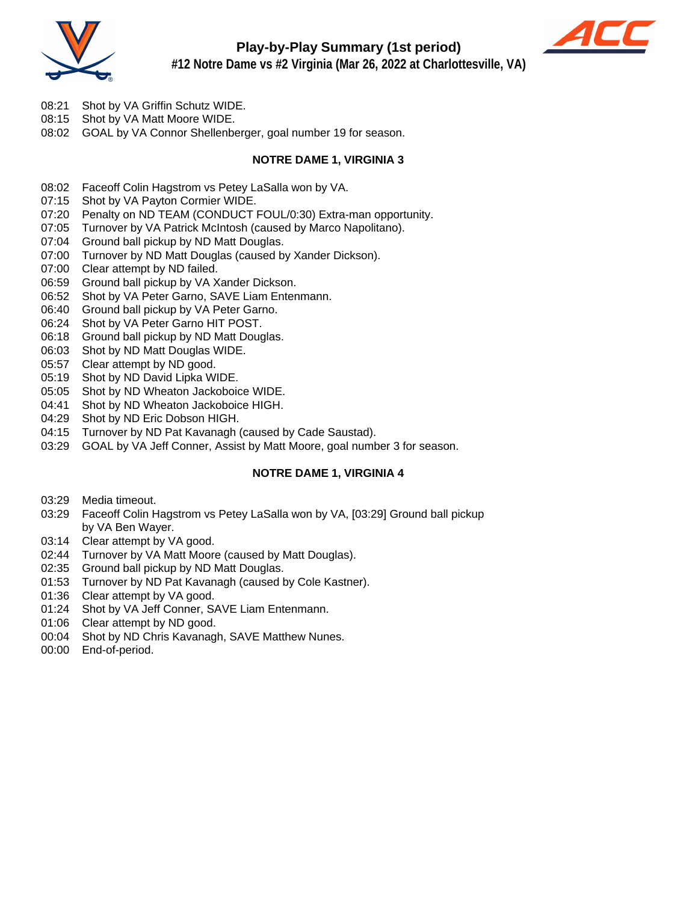# Play-by-Play Summary (1st period)

## #12 Notre Dame vs #2 Virginia (Mar 26, 2022 at Charlottesville, VA)

08:21 Shot by VA Griffin Schutz WIDE.
08:15 Shot by VA Matt Moore WIDE.
08:02 GOAL by VA Connor Shellenberger, goal number 19 for season.

**NOTRE DAME 1, VIRGINIA 3**

08:02 Faceoff Colin Hagstrom vs Petey LaSalla won by VA.
07:15 Shot by VA Payton Cormier WIDE.
07:20 Penalty on ND TEAM (CONDUCT FOUL/0:30) Extra-man opportunity.
07:05 Turnover by VA Patrick McIntosh (caused by Marco Napolitano).
07:04 Ground ball pickup by ND Matt Douglas.
07:00 Turnover by ND Matt Douglas (caused by Xander Dickson).
07:00 Clear attempt by ND failed.
06:59 Ground ball pickup by VA Xander Dickson.
06:52 Shot by VA Peter Garno, SAVE Liam Entenmann.
06:40 Ground ball pickup by VA Peter Garno.
06:24 Shot by VA Peter Garno HIT POST.
06:18 Ground ball pickup by ND Matt Douglas.
06:03 Shot by ND Matt Douglas WIDE.
05:57 Clear attempt by ND good.
05:19 Shot by ND David Lipka WIDE.
05:05 Shot by ND Wheaton Jackoboice WIDE.
04:41 Shot by ND Wheaton Jackoboice HIGH.
04:29 Shot by ND Eric Dobson HIGH.
04:15 Turnover by ND Pat Kavanagh (caused by Cade Saustad).
03:29 GOAL by VA Jeff Conner, Assist by Matt Moore, goal number 3 for season.

**NOTRE DAME 1, VIRGINIA 4**

03:29 Media timeout.
03:29 Faceoff Colin Hagstrom vs Petey LaSalla won by VA, [03:29] Ground ball pickup by VA Ben Wayer.
03:14 Clear attempt by VA good.
02:44 Turnover by VA Matt Moore (caused by Matt Douglas).
02:35 Ground ball pickup by ND Matt Douglas.
01:53 Turnover by ND Pat Kavanagh (caused by Cole Kastner).
01:36 Clear attempt by VA good.
01:24 Shot by VA Jeff Conner, SAVE Liam Entenmann.
01:06 Clear attempt by ND good.
00:04 Shot by ND Chris Kavanagh, SAVE Matthew Nunes.
00:00 End-of-period.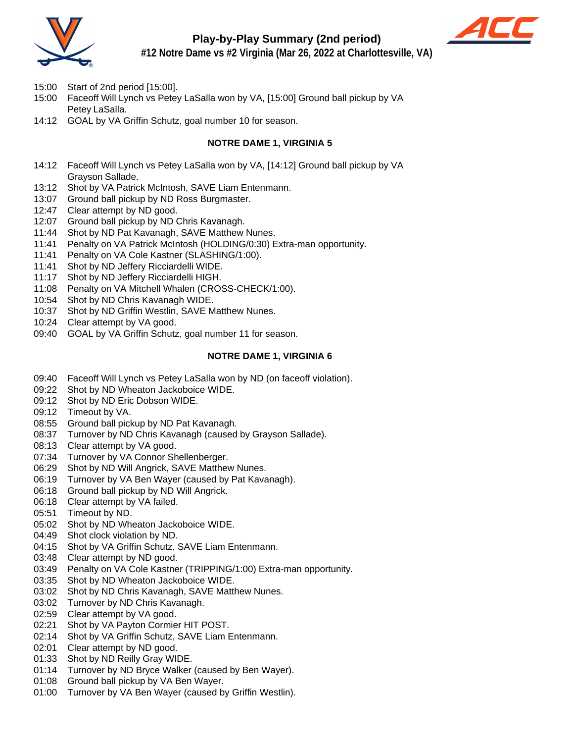## Play-by-Play Summary (2nd period)

### #12 Notre Dame vs #2 Virginia (Mar 26, 2022 at Charlottesville, VA)

- 15:00 Start of 2nd period [15:00].
- 15:00 Faceoff Will Lynch vs Petey LaSalla won by VA, [15:00] Ground ball pickup by VA Petey LaSalla.
- 14:12 GOAL by VA Griffin Schutz, goal number 10 for season.

**NOTRE DAME 1, VIRGINIA 5**

- 14:12 Faceoff Will Lynch vs Petey LaSalla won by VA, [14:12] Ground ball pickup by VA Grayson Sallade.
- 13:12 Shot by VA Patrick McIntosh, SAVE Liam Entenmann.
- 13:07 Ground ball pickup by ND Ross Burgmaster.
- 12:47 Clear attempt by ND good.
- 12:07 Ground ball pickup by ND Chris Kavanagh.
- 11:44 Shot by ND Pat Kavanagh, SAVE Matthew Nunes.
- 11:41 Penalty on VA Patrick McIntosh (HOLDING/0:30) Extra-man opportunity.
- 11:41 Penalty on VA Cole Kastner (SLASHING/1:00).
- 11:41 Shot by ND Jeffery Ricciardelli WIDE.
- 11:17 Shot by ND Jeffery Ricciardelli HIGH.
- 11:08 Penalty on VA Mitchell Whalen (CROSS-CHECK/1:00).
- 10:54 Shot by ND Chris Kavanagh WIDE.
- 10:37 Shot by ND Griffin Westlin, SAVE Matthew Nunes.
- 10:24 Clear attempt by VA good.
- 09:40 GOAL by VA Griffin Schutz, goal number 11 for season.

**NOTRE DAME 1, VIRGINIA 6**

- 09:40 Faceoff Will Lynch vs Petey LaSalla won by ND (on faceoff violation).
- 09:22 Shot by ND Wheaton Jackoboice WIDE.
- 09:12 Shot by ND Eric Dobson WIDE.
- 09:12 Timeout by VA.
- 08:55 Ground ball pickup by ND Pat Kavanagh.
- 08:37 Turnover by ND Chris Kavanagh (caused by Grayson Sallade).
- 08:13 Clear attempt by VA good.
- 07:34 Turnover by VA Connor Shellenberger.
- 06:29 Shot by ND Will Angrick, SAVE Matthew Nunes.
- 06:19 Turnover by VA Ben Wayer (caused by Pat Kavanagh).
- 06:18 Ground ball pickup by ND Will Angrick.
- 06:18 Clear attempt by VA failed.
- 05:51 Timeout by ND.
- 05:02 Shot by ND Wheaton Jackoboice WIDE.
- 04:49 Shot clock violation by ND.
- 04:15 Shot by VA Griffin Schutz, SAVE Liam Entenmann.
- 03:48 Clear attempt by ND good.
- 03:49 Penalty on VA Cole Kastner (TRIPPING/1:00) Extra-man opportunity.
- 03:35 Shot by ND Wheaton Jackoboice WIDE.
- 03:02 Shot by ND Chris Kavanagh, SAVE Matthew Nunes.
- 03:02 Turnover by ND Chris Kavanagh.
- 02:59 Clear attempt by VA good.
- 02:21 Shot by VA Payton Cormier HIT POST.
- 02:14 Shot by VA Griffin Schutz, SAVE Liam Entenmann.
- 02:01 Clear attempt by ND good.
- 01:33 Shot by ND Reilly Gray WIDE.
- 01:14 Turnover by ND Bryce Walker (caused by Ben Wayer).
- 01:08 Ground ball pickup by VA Ben Wayer.
- 01:00 Turnover by VA Ben Wayer (caused by Griffin Westlin).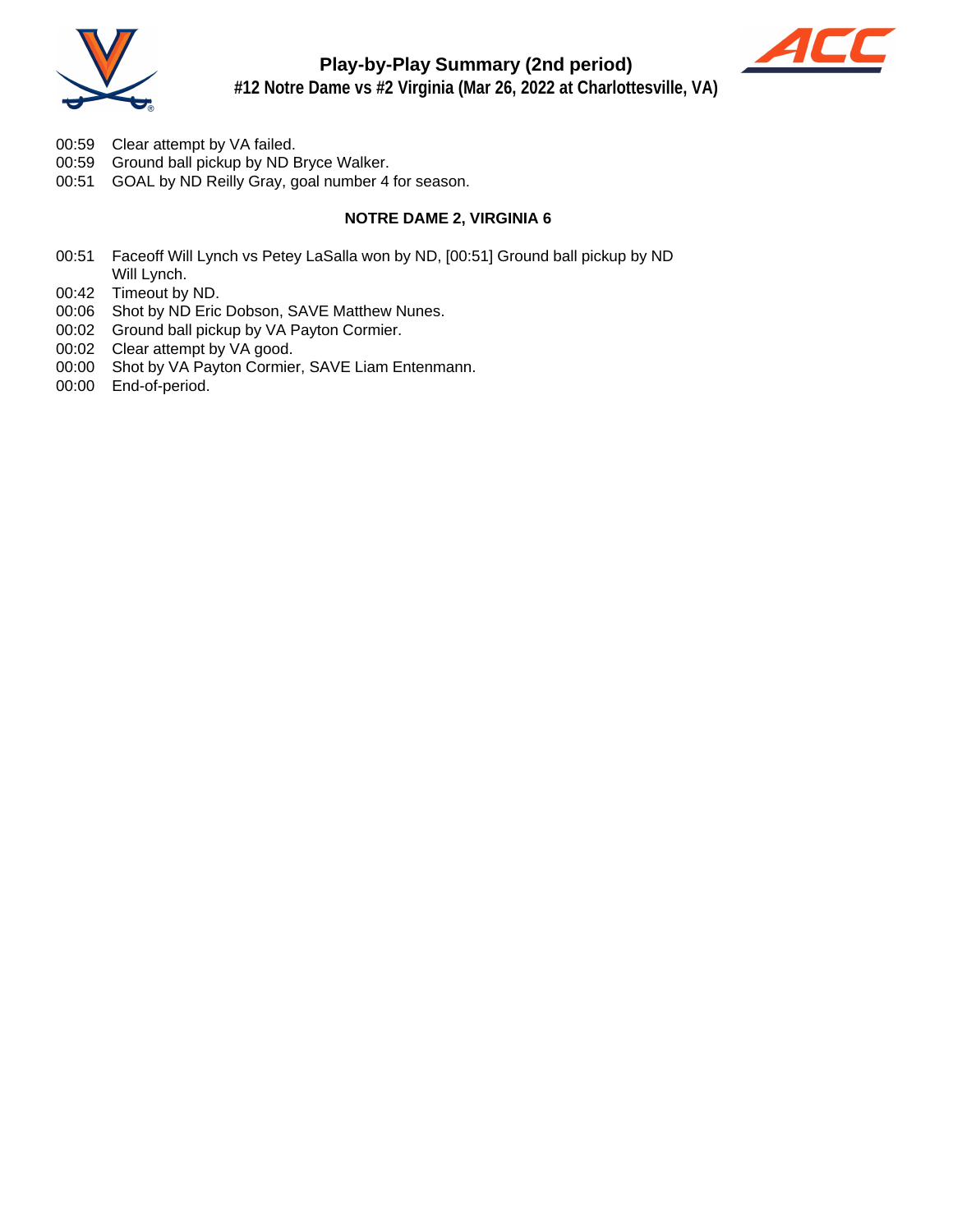# Play-by-Play Summary (2nd period)

## #12 Notre Dame vs #2 Virginia (Mar 26, 2022 at Charlottesville, VA)

00:59 Clear attempt by VA failed.
00:59 Ground ball pickup by ND Bryce Walker.
00:51 GOAL by ND Reilly Gray, goal number 4 for season.

**NOTRE DAME 2, VIRGINIA 6**

00:51 Faceoff Will Lynch vs Petey LaSalla won by ND, [00:51] Ground ball pickup by ND Will Lynch.
00:42 Timeout by ND.
00:06 Shot by ND Eric Dobson, SAVE Matthew Nunes.
00:02 Ground ball pickup by VA Payton Cormier.
00:02 Clear attempt by VA good.
00:00 Shot by VA Payton Cormier, SAVE Liam Entenmann.
00:00 End-of-period.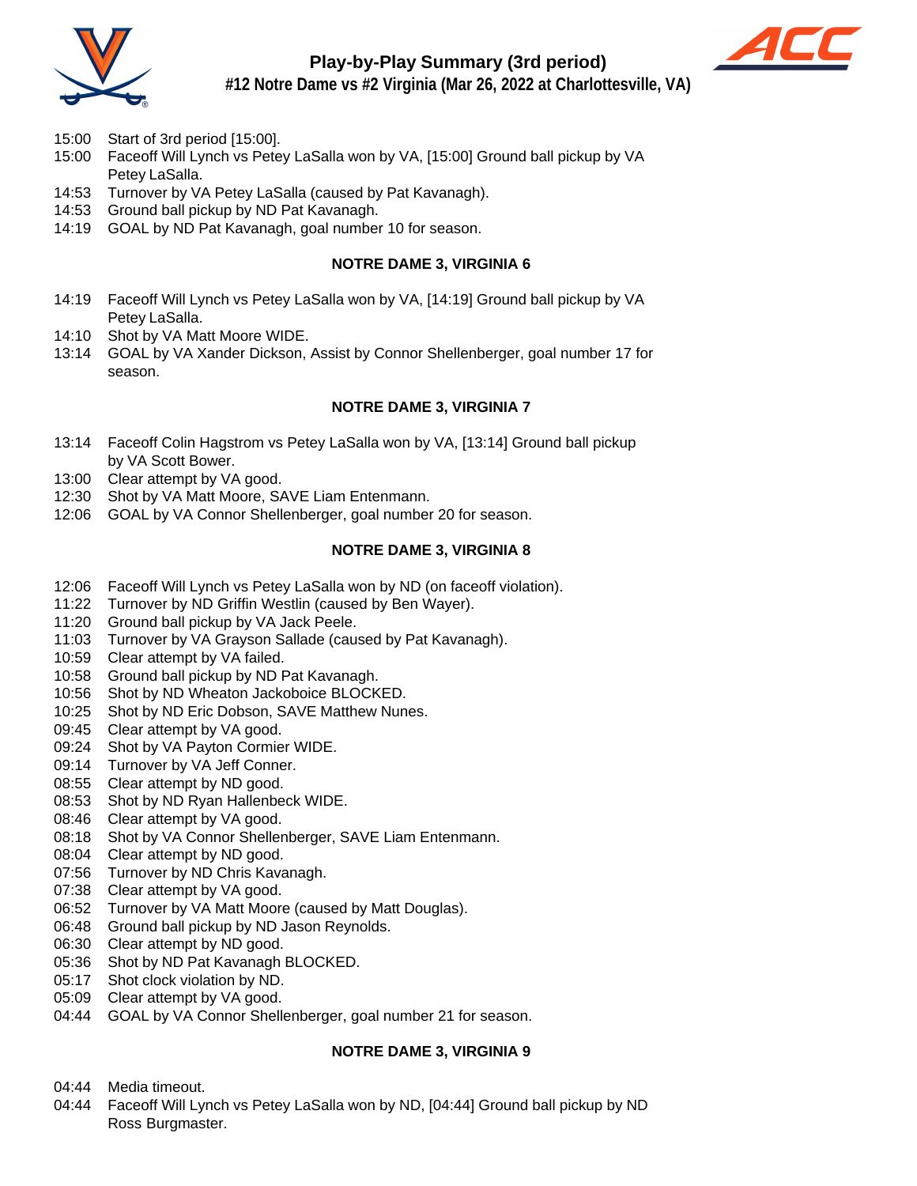# Play-by-Play Summary (3rd period)

## #12 Notre Dame vs #2 Virginia (Mar 26, 2022 at Charlottesville, VA)

15:00 Start of 3rd period [15:00].
15:00 Faceoff Will Lynch vs Petey LaSalla won by VA, [15:00] Ground ball pickup by VA Petey LaSalla.
14:53 Turnover by VA Petey LaSalla (caused by Pat Kavanagh).
14:53 Ground ball pickup by ND Pat Kavanagh.
14:19 GOAL by ND Pat Kavanagh, goal number 10 for season.

**NOTRE DAME 3, VIRGINIA 6**

14:19 Faceoff Will Lynch vs Petey LaSalla won by VA, [14:19] Ground ball pickup by VA Petey LaSalla.
14:10 Shot by VA Matt Moore WIDE.
13:14 GOAL by VA Xander Dickson, Assist by Connor Shellenberger, goal number 17 for season.

**NOTRE DAME 3, VIRGINIA 7**

13:14 Faceoff Colin Hagstrom vs Petey LaSalla won by VA, [13:14] Ground ball pickup by VA Scott Bower.
13:00 Clear attempt by VA good.
12:30 Shot by VA Matt Moore, SAVE Liam Entenmann.
12:06 GOAL by VA Connor Shellenberger, goal number 20 for season.

**NOTRE DAME 3, VIRGINIA 8**

12:06 Faceoff Will Lynch vs Petey LaSalla won by ND (on faceoff violation).
11:22 Turnover by ND Griffin Westlin (caused by Ben Wayer).
11:20 Ground ball pickup by VA Jack Peele.
11:03 Turnover by VA Grayson Sallade (caused by Pat Kavanagh).
10:59 Clear attempt by VA failed.
10:58 Ground ball pickup by ND Pat Kavanagh.
10:56 Shot by ND Wheaton Jackoboice BLOCKED.
10:25 Shot by ND Eric Dobson, SAVE Matthew Nunes.
09:45 Clear attempt by VA good.
09:24 Shot by VA Payton Cormier WIDE.
09:14 Turnover by VA Jeff Conner.
08:55 Clear attempt by ND good.
08:53 Shot by ND Ryan Hallenbeck WIDE.
08:46 Clear attempt by VA good.
08:18 Shot by VA Connor Shellenberger, SAVE Liam Entenmann.
08:04 Clear attempt by ND good.
07:56 Turnover by ND Chris Kavanagh.
07:38 Clear attempt by VA good.
06:52 Turnover by VA Matt Moore (caused by Matt Douglas).
06:48 Ground ball pickup by ND Jason Reynolds.
06:30 Clear attempt by ND good.
05:36 Shot by ND Pat Kavanagh BLOCKED.
05:17 Shot clock violation by ND.
05:09 Clear attempt by VA good.
04:44 GOAL by VA Connor Shellenberger, goal number 21 for season.

**NOTRE DAME 3, VIRGINIA 9**

04:44 Media timeout.
04:44 Faceoff Will Lynch vs Petey LaSalla won by ND, [04:44] Ground ball pickup by ND Ross Burgmaster.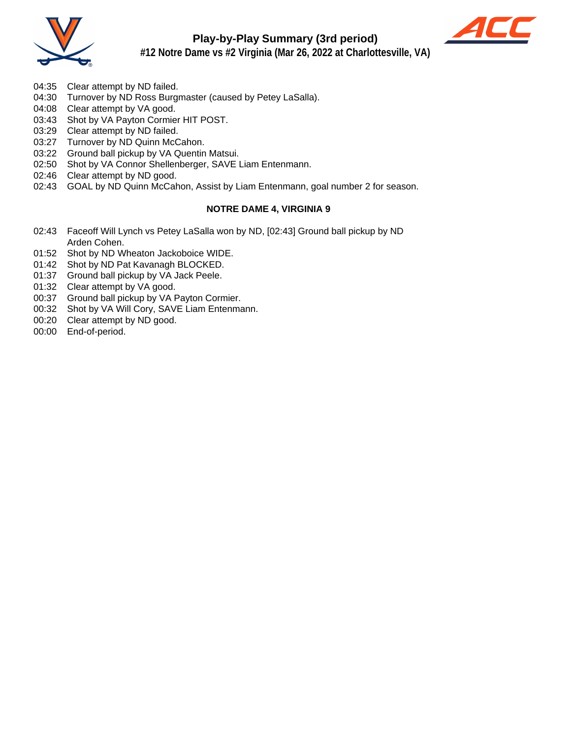## Play-by-Play Summary (3rd period)

### #12 Notre Dame vs #2 Virginia (Mar 26, 2022 at Charlottesville, VA)

04:35 Clear attempt by ND failed.
04:30 Turnover by ND Ross Burgmaster (caused by Petey LaSalla).
04:08 Clear attempt by VA good.
03:43 Shot by VA Payton Cormier HIT POST.
03:29 Clear attempt by ND failed.
03:27 Turnover by ND Quinn McCahon.
03:22 Ground ball pickup by VA Quentin Matsui.
02:50 Shot by VA Connor Shellenberger, SAVE Liam Entenmann.
02:46 Clear attempt by ND good.
02:43 GOAL by ND Quinn McCahon, Assist by Liam Entenmann, goal number 2 for season.

**NOTRE DAME 4, VIRGINIA 9**

02:43 Faceoff Will Lynch vs Petey LaSalla won by ND, [02:43] Ground ball pickup by ND Arden Cohen.
01:52 Shot by ND Wheaton Jackoboice WIDE.
01:42 Shot by ND Pat Kavanagh BLOCKED.
01:37 Ground ball pickup by VA Jack Peele.
01:32 Clear attempt by VA good.
00:37 Ground ball pickup by VA Payton Cormier.
00:32 Shot by VA Will Cory, SAVE Liam Entenmann.
00:20 Clear attempt by ND good.
00:00 End-of-period.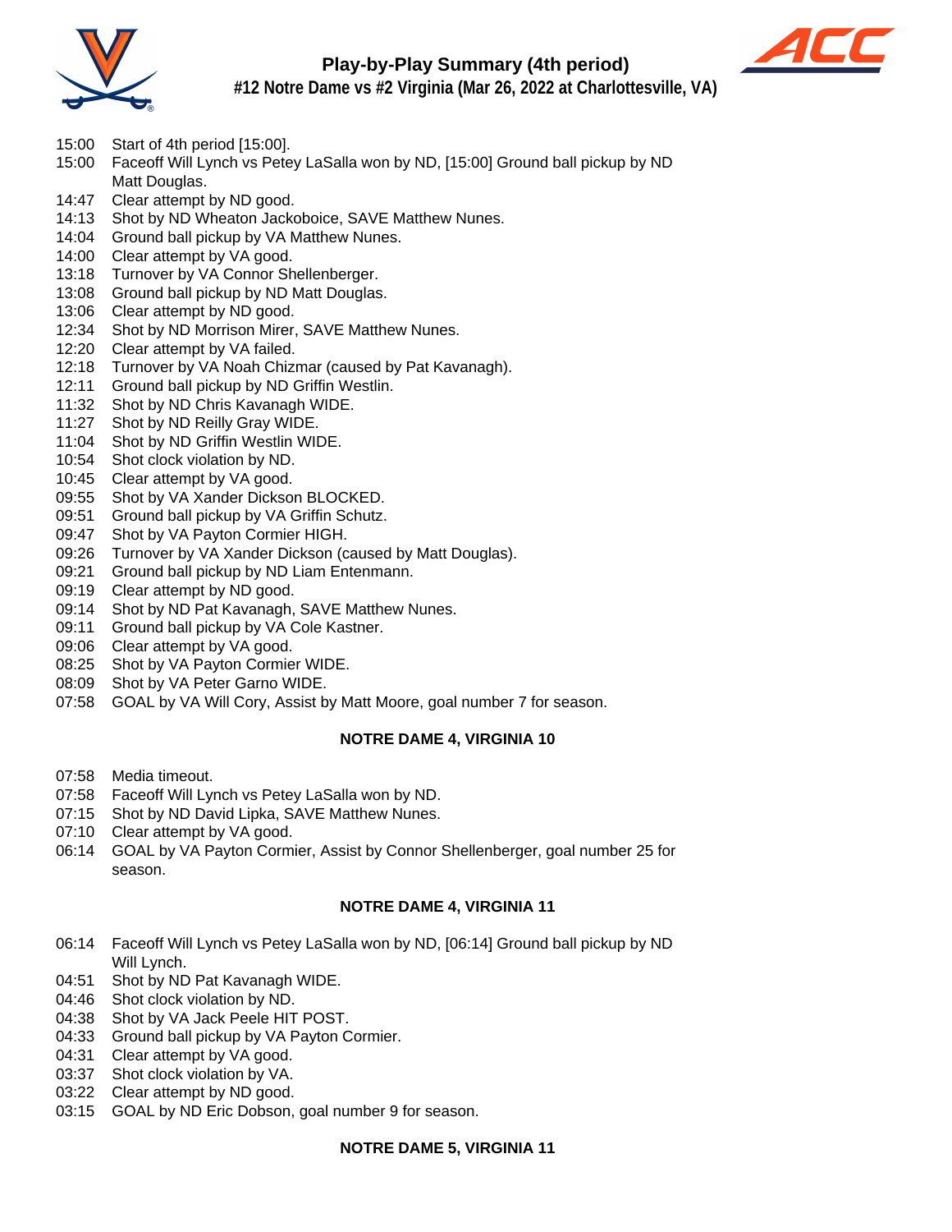# Play-by-Play Summary (4th period)

## #12 Notre Dame vs #2 Virginia (Mar 26, 2022 at Charlottesville, VA)

15:00 Start of 4th period [15:00].
15:00 Faceoff Will Lynch vs Petey LaSalla won by ND, [15:00] Ground ball pickup by ND Matt Douglas.
14:47 Clear attempt by ND good.
14:13 Shot by ND Wheaton Jackoboice, SAVE Matthew Nunes.
14:04 Ground ball pickup by VA Matthew Nunes.
14:00 Clear attempt by VA good.
13:18 Turnover by VA Connor Shellenberger.
13:08 Ground ball pickup by ND Matt Douglas.
13:06 Clear attempt by ND good.
12:34 Shot by ND Morrison Mirer, SAVE Matthew Nunes.
12:20 Clear attempt by VA failed.
12:18 Turnover by VA Noah Chizmar (caused by Pat Kavanagh).
12:11 Ground ball pickup by ND Griffin Westlin.
11:32 Shot by ND Chris Kavanagh WIDE.
11:27 Shot by ND Reilly Gray WIDE.
11:04 Shot by ND Griffin Westlin WIDE.
10:54 Shot clock violation by ND.
10:45 Clear attempt by VA good.
09:55 Shot by VA Xander Dickson BLOCKED.
09:51 Ground ball pickup by VA Griffin Schutz.
09:47 Shot by VA Payton Cormier HIGH.
09:26 Turnover by VA Xander Dickson (caused by Matt Douglas).
09:21 Ground ball pickup by ND Liam Entenmann.
09:19 Clear attempt by ND good.
09:14 Shot by ND Pat Kavanagh, SAVE Matthew Nunes.
09:11 Ground ball pickup by VA Cole Kastner.
09:06 Clear attempt by VA good.
08:25 Shot by VA Payton Cormier WIDE.
08:09 Shot by VA Peter Garno WIDE.
07:58 GOAL by VA Will Cory, Assist by Matt Moore, goal number 7 for season.

**NOTRE DAME 4, VIRGINIA 10**

07:58 Media timeout.
07:58 Faceoff Will Lynch vs Petey LaSalla won by ND.
07:15 Shot by ND David Lipka, SAVE Matthew Nunes.
07:10 Clear attempt by VA good.
06:14 GOAL by VA Payton Cormier, Assist by Connor Shellenberger, goal number 25 for season.

**NOTRE DAME 4, VIRGINIA 11**

06:14 Faceoff Will Lynch vs Petey LaSalla won by ND, [06:14] Ground ball pickup by ND Will Lynch.
04:51 Shot by ND Pat Kavanagh WIDE.
04:46 Shot clock violation by ND.
04:38 Shot by VA Jack Peele HIT POST.
04:33 Ground ball pickup by VA Payton Cormier.
04:31 Clear attempt by VA good.
03:37 Shot clock violation by VA.
03:22 Clear attempt by ND good.
03:15 GOAL by ND Eric Dobson, goal number 9 for season.

**NOTRE DAME 5, VIRGINIA 11**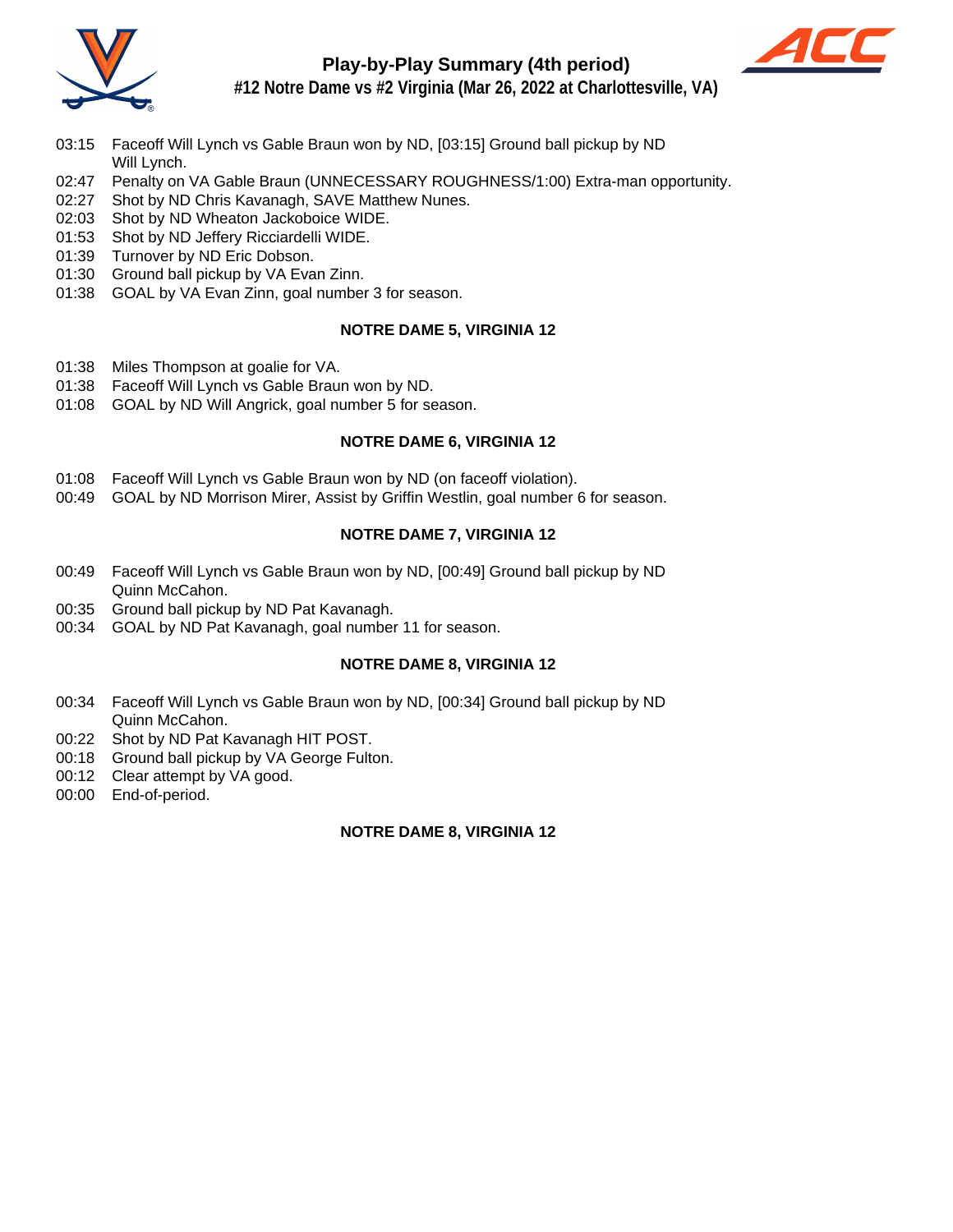# Play-by-Play Summary (4th period)

## #12 Notre Dame vs #2 Virginia (Mar 26, 2022 at Charlottesville, VA)

03:15 Faceoff Will Lynch vs Gable Braun won by ND, [03:15] Ground ball pickup by ND Will Lynch.
02:47 Penalty on VA Gable Braun (UNNECESSARY ROUGHNESS/1:00) Extra-man opportunity.
02:27 Shot by ND Chris Kavanagh, SAVE Matthew Nunes.
02:03 Shot by ND Wheaton Jackoboice WIDE.
01:53 Shot by ND Jeffery Ricciardelli WIDE.
01:39 Turnover by ND Eric Dobson.
01:30 Ground ball pickup by VA Evan Zinn.
01:38 GOAL by VA Evan Zinn, goal number 3 for season.

**NOTRE DAME 5, VIRGINIA 12**

01:38 Miles Thompson at goalie for VA.
01:38 Faceoff Will Lynch vs Gable Braun won by ND.
01:08 GOAL by ND Will Angrick, goal number 5 for season.

**NOTRE DAME 6, VIRGINIA 12**

01:08 Faceoff Will Lynch vs Gable Braun won by ND (on faceoff violation).
00:49 GOAL by ND Morrison Mirer, Assist by Griffin Westlin, goal number 6 for season.

**NOTRE DAME 7, VIRGINIA 12**

00:49 Faceoff Will Lynch vs Gable Braun won by ND, [00:49] Ground ball pickup by ND Quinn McCahon.
00:35 Ground ball pickup by ND Pat Kavanagh.
00:34 GOAL by ND Pat Kavanagh, goal number 11 for season.

**NOTRE DAME 8, VIRGINIA 12**

00:34 Faceoff Will Lynch vs Gable Braun won by ND, [00:34] Ground ball pickup by ND Quinn McCahon.
00:22 Shot by ND Pat Kavanagh HIT POST.
00:18 Ground ball pickup by VA George Fulton.
00:12 Clear attempt by VA good.
00:00 End-of-period.

**NOTRE DAME 8, VIRGINIA 12**